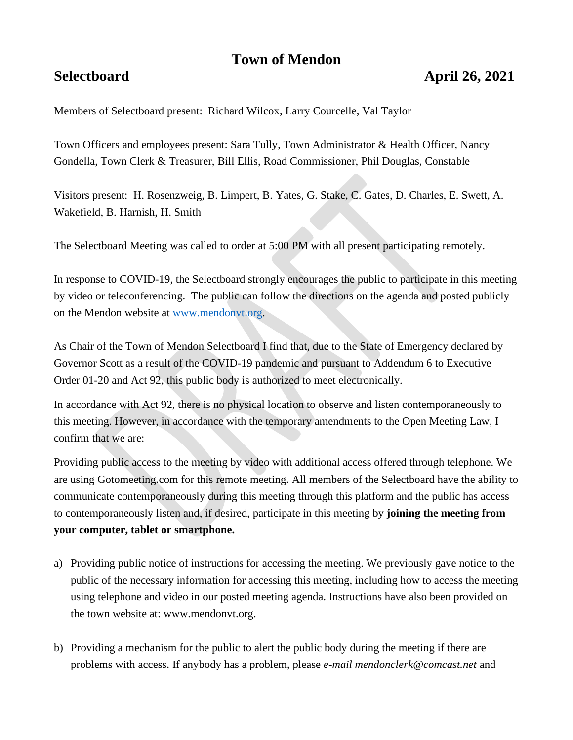# Town of Mendon

## Selectboard April 26, 2021

Members of Selectboard present: Richard Wilcox, Larry Courcelle, Val Taylor

Town Officers and employees present: Sara Tully, Town Administrator & Health Officer, Nancy Gondella, Town Clerk & Treasurer, Bill Ellis, Road Commissioner, Phil Douglas, Constable

Visitors present: H. Rosenzweig, B. Limpert, B. Yates, G. Stake, C. Gates, D. Charles, E. Swett, A. Wakefield, B. Harnish, H. Smith

The Selectboard Meeting was called to order at 5:00 PM with all present participating remotely.

In response to COVID-19, the Selectboard strongly encourages the public to participate in this meeting by video or teleconferencing. The public can follow the directions on the agenda and posted publicly on the Mendon website at www.mendonvt.org.

As Chair of the Town of Mendon Selectboard I find that, due to the State of Emergency declared by Governor Scott as a result of the COVID-19 pandemic and pursuant to Addendum 6 to Executive Order 01-20 and Act 92, this public body is authorized to meet electronically.

In accordance with Act 92, there is no physical location to observe and listen contemporaneously to this meeting. However, in accordance with the temporary amendments to the Open Meeting Law, I confirm that we are:

Providing public access to the meeting by video with additional access offered through telephone. We are using Gotomeeting.com for this remote meeting. All members of the Selectboard have the ability to communicate contemporaneously during this meeting through this platform and the public has access to contemporaneously listen and, if desired, participate in this meeting by **joining the meeting from your computer, tablet or smartphone.**

a) Providing public notice of instructions for accessing the meeting. We previously gave notice to the public of the necessary information for accessing this meeting, including how to access the meeting using telephone and video in our posted meeting agenda. Instructions have also been provided on the town website at: www.mendonvt.org.

b) Providing a mechanism for the public to alert the public body during the meeting if there are problems with access. If anybody has a problem, please *e-mail mendonclerk@comcast.net* and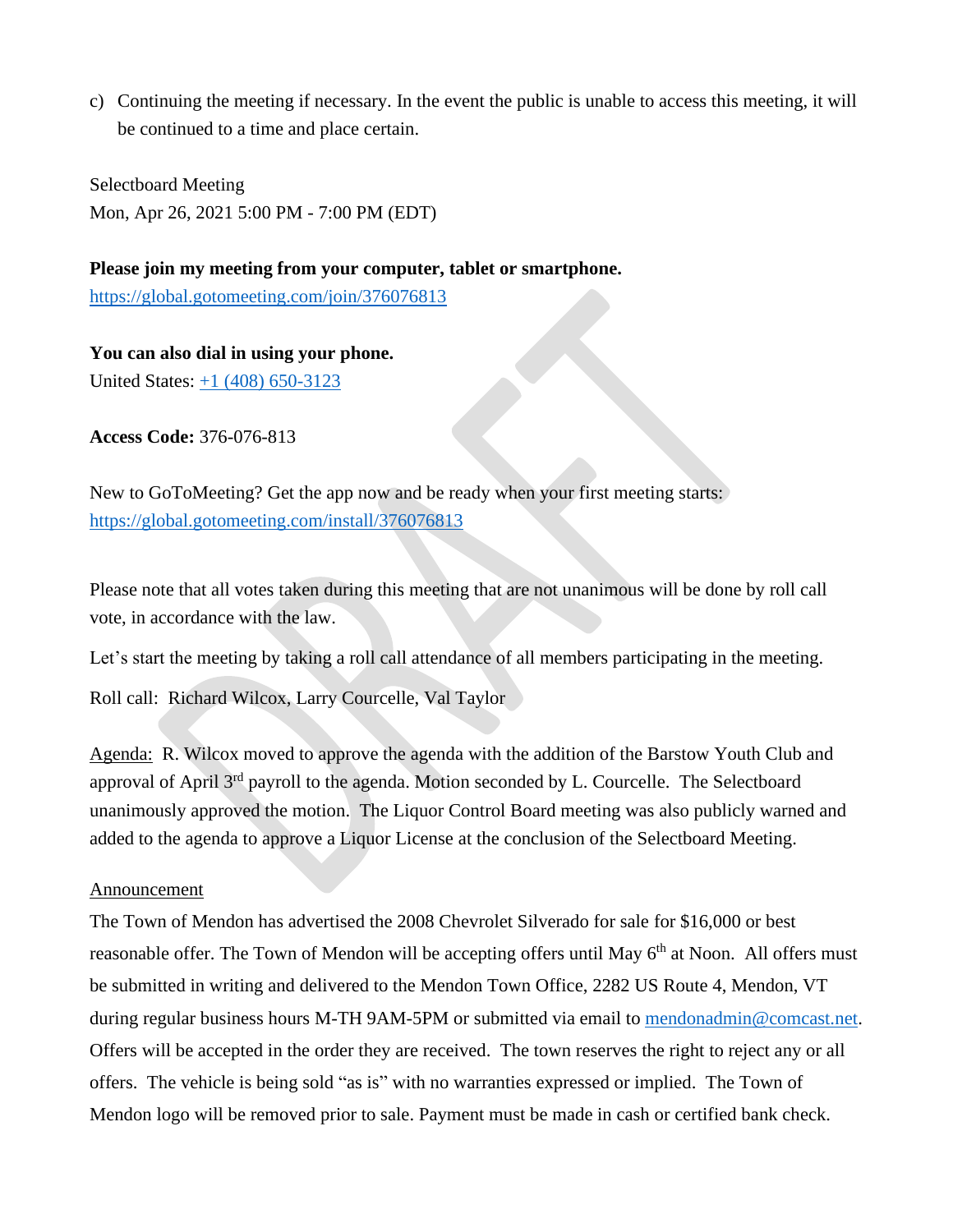c) Continuing the meeting if necessary. In the event the public is unable to access this meeting, it will be continued to a time and place certain.

Selectboard Meeting
Mon, Apr 26, 2021 5:00 PM - 7:00 PM (EDT)

**Please join my meeting from your computer, tablet or smartphone.**
https://global.gotomeeting.com/join/376076813

**You can also dial in using your phone.**
United States: +1 (408) 650-3123

**Access Code:** 376-076-813

New to GoToMeeting? Get the app now and be ready when your first meeting starts:
https://global.gotomeeting.com/install/376076813

Please note that all votes taken during this meeting that are not unanimous will be done by roll call vote, in accordance with the law.

Let's start the meeting by taking a roll call attendance of all members participating in the meeting.

Roll call: Richard Wilcox, Larry Courcelle, Val Taylor

Agenda: R. Wilcox moved to approve the agenda with the addition of the Barstow Youth Club and approval of April 3rd payroll to the agenda. Motion seconded by L. Courcelle. The Selectboard unanimously approved the motion. The Liquor Control Board meeting was also publicly warned and added to the agenda to approve a Liquor License at the conclusion of the Selectboard Meeting.

Announcement

The Town of Mendon has advertised the 2008 Chevrolet Silverado for sale for $16,000 or best reasonable offer. The Town of Mendon will be accepting offers until May 6th at Noon. All offers must be submitted in writing and delivered to the Mendon Town Office, 2282 US Route 4, Mendon, VT during regular business hours M-TH 9AM-5PM or submitted via email to mendonadmin@comcast.net. Offers will be accepted in the order they are received. The town reserves the right to reject any or all offers. The vehicle is being sold "as is" with no warranties expressed or implied. The Town of Mendon logo will be removed prior to sale. Payment must be made in cash or certified bank check.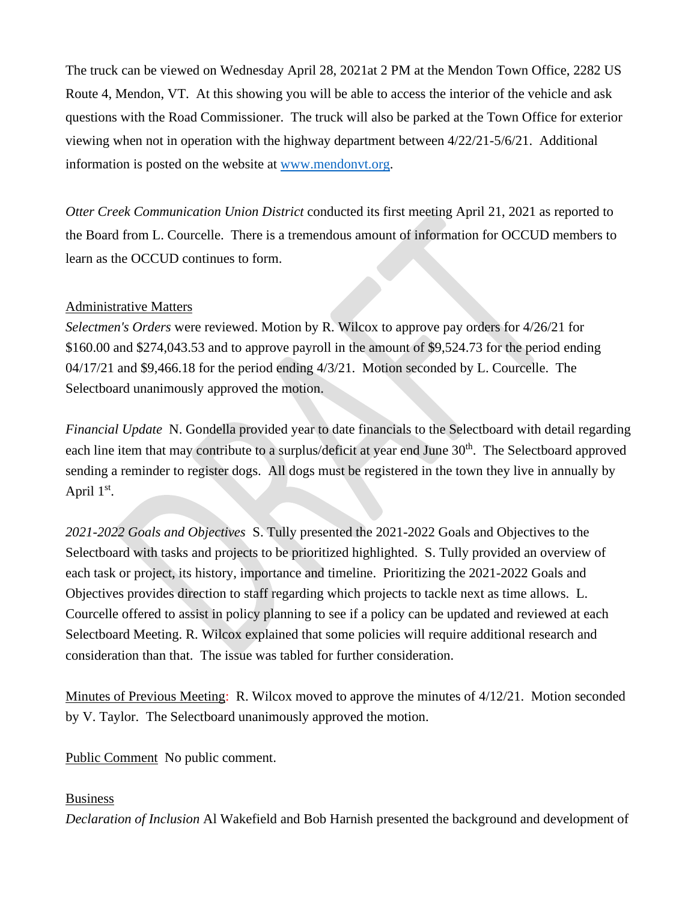The truck can be viewed on Wednesday April 28, 2021at 2 PM at the Mendon Town Office, 2282 US Route 4, Mendon, VT. At this showing you will be able to access the interior of the vehicle and ask questions with the Road Commissioner. The truck will also be parked at the Town Office for exterior viewing when not in operation with the highway department between 4/22/21-5/6/21. Additional information is posted on the website at [www.mendonvt.org](http://www.mendonvt.org).

*Otter Creek Communication Union District* conducted its first meeting April 21, 2021 as reported to the Board from L. Courcelle. There is a tremendous amount of information for OCCUD members to learn as the OCCUD continues to form.

<u>Administrative Matters</u>

*Selectmen's Orders* were reviewed. Motion by R. Wilcox to approve pay orders for 4/26/21 for $160.00 and $274,043.53 and to approve payroll in the amount of $9,524.73 for the period ending 04/17/21 and $9,466.18 for the period ending 4/3/21. Motion seconded by L. Courcelle. The Selectboard unanimously approved the motion.

*Financial Update* N. Gondella provided year to date financials to the Selectboard with detail regarding each line item that may contribute to a surplus/deficit at year end June 30th. The Selectboard approved sending a reminder to register dogs. All dogs must be registered in the town they live in annually by April 1st.

*2021-2022 Goals and Objectives* S. Tully presented the 2021-2022 Goals and Objectives to the Selectboard with tasks and projects to be prioritized highlighted. S. Tully provided an overview of each task or project, its history, importance and timeline. Prioritizing the 2021-2022 Goals and Objectives provides direction to staff regarding which projects to tackle next as time allows. L. Courcelle offered to assist in policy planning to see if a policy can be updated and reviewed at each Selectboard Meeting. R. Wilcox explained that some policies will require additional research and consideration than that. The issue was tabled for further consideration.

<u>Minutes of Previous Meeting</u>: R. Wilcox moved to approve the minutes of 4/12/21. Motion seconded by V. Taylor. The Selectboard unanimously approved the motion.

<u>Public Comment</u> No public comment.

<u>Business</u>

*Declaration of Inclusion* Al Wakefield and Bob Harnish presented the background and development of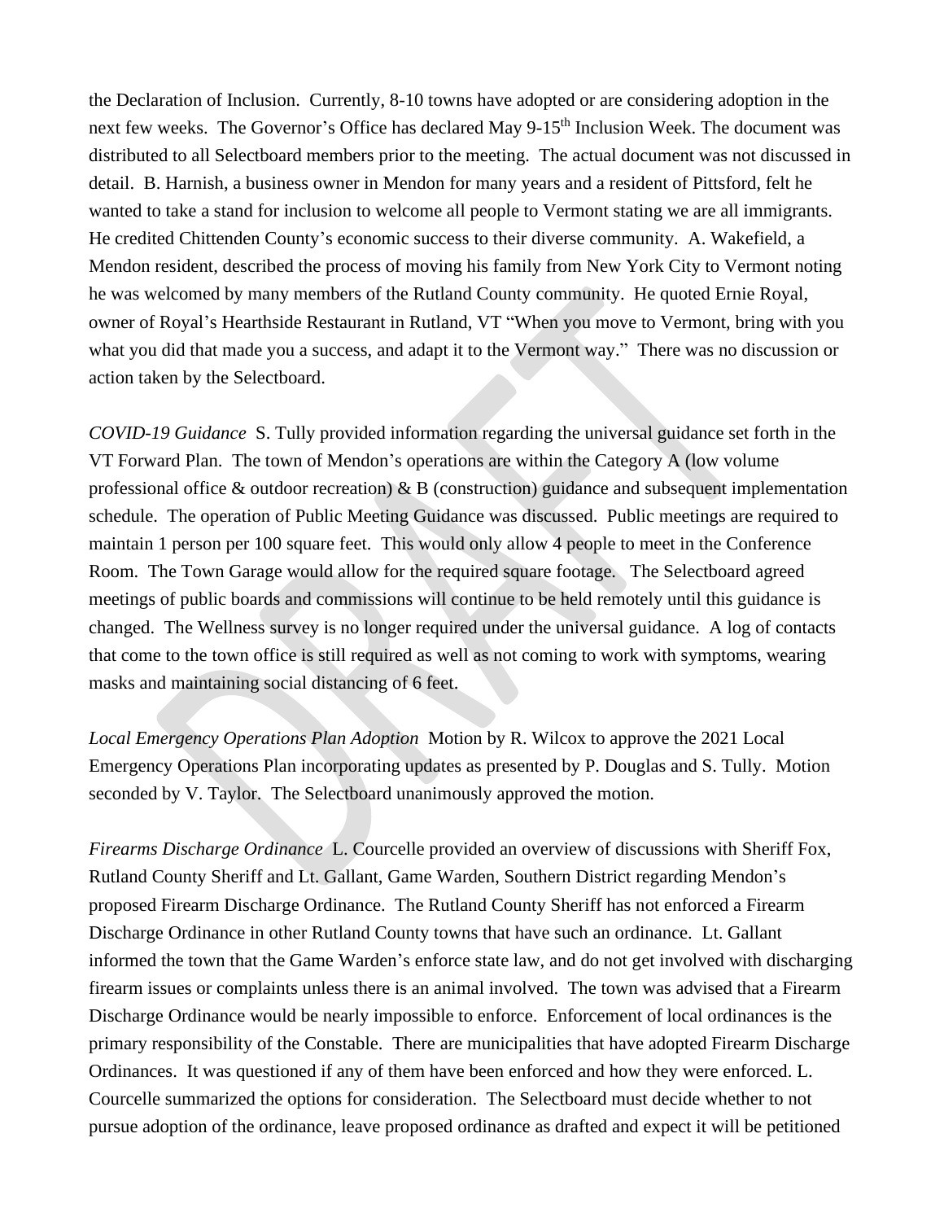the Declaration of Inclusion. Currently, 8-10 towns have adopted or are considering adoption in the next few weeks. The Governor's Office has declared May 9-15th Inclusion Week. The document was distributed to all Selectboard members prior to the meeting. The actual document was not discussed in detail. B. Harnish, a business owner in Mendon for many years and a resident of Pittsford, felt he wanted to take a stand for inclusion to welcome all people to Vermont stating we are all immigrants. He credited Chittenden County's economic success to their diverse community. A. Wakefield, a Mendon resident, described the process of moving his family from New York City to Vermont noting he was welcomed by many members of the Rutland County community. He quoted Ernie Royal, owner of Royal's Hearthside Restaurant in Rutland, VT "When you move to Vermont, bring with you what you did that made you a success, and adapt it to the Vermont way." There was no discussion or action taken by the Selectboard.

*COVID-19 Guidance* S. Tully provided information regarding the universal guidance set forth in the VT Forward Plan. The town of Mendon's operations are within the Category A (low volume professional office & outdoor recreation) & B (construction) guidance and subsequent implementation schedule. The operation of Public Meeting Guidance was discussed. Public meetings are required to maintain 1 person per 100 square feet. This would only allow 4 people to meet in the Conference Room. The Town Garage would allow for the required square footage. The Selectboard agreed meetings of public boards and commissions will continue to be held remotely until this guidance is changed. The Wellness survey is no longer required under the universal guidance. A log of contacts that come to the town office is still required as well as not coming to work with symptoms, wearing masks and maintaining social distancing of 6 feet.

*Local Emergency Operations Plan Adoption* Motion by R. Wilcox to approve the 2021 Local Emergency Operations Plan incorporating updates as presented by P. Douglas and S. Tully. Motion seconded by V. Taylor. The Selectboard unanimously approved the motion.

*Firearms Discharge Ordinance* L. Courcelle provided an overview of discussions with Sheriff Fox, Rutland County Sheriff and Lt. Gallant, Game Warden, Southern District regarding Mendon's proposed Firearm Discharge Ordinance. The Rutland County Sheriff has not enforced a Firearm Discharge Ordinance in other Rutland County towns that have such an ordinance. Lt. Gallant informed the town that the Game Warden's enforce state law, and do not get involved with discharging firearm issues or complaints unless there is an animal involved. The town was advised that a Firearm Discharge Ordinance would be nearly impossible to enforce. Enforcement of local ordinances is the primary responsibility of the Constable. There are municipalities that have adopted Firearm Discharge Ordinances. It was questioned if any of them have been enforced and how they were enforced. L. Courcelle summarized the options for consideration. The Selectboard must decide whether to not pursue adoption of the ordinance, leave proposed ordinance as drafted and expect it will be petitioned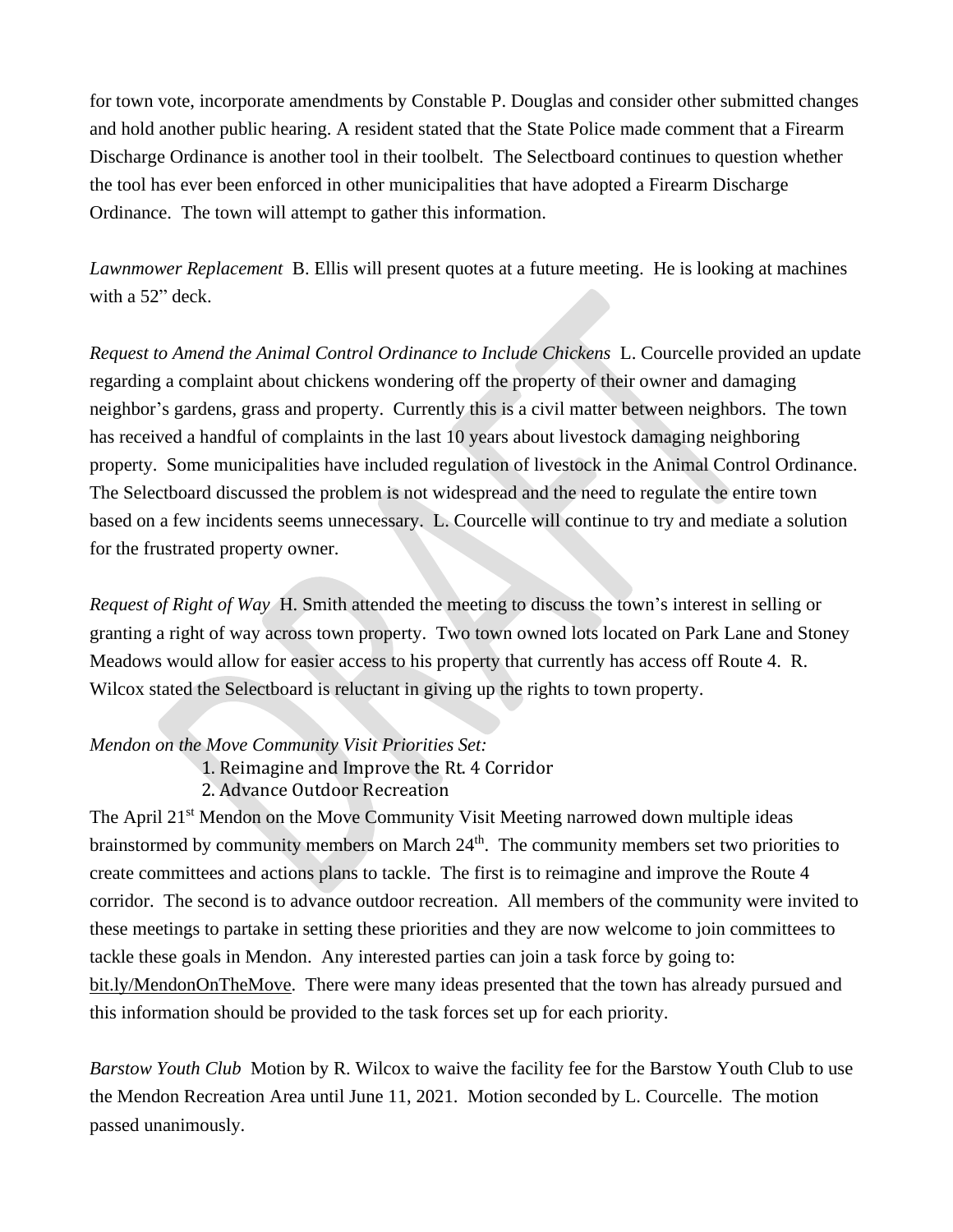for town vote, incorporate amendments by Constable P. Douglas and consider other submitted changes and hold another public hearing. A resident stated that the State Police made comment that a Firearm Discharge Ordinance is another tool in their toolbelt. The Selectboard continues to question whether the tool has ever been enforced in other municipalities that have adopted a Firearm Discharge Ordinance. The town will attempt to gather this information.

*Lawnmower Replacement* B. Ellis will present quotes at a future meeting. He is looking at machines with a 52" deck.

*Request to Amend the Animal Control Ordinance to Include Chickens* L. Courcelle provided an update regarding a complaint about chickens wondering off the property of their owner and damaging neighbor's gardens, grass and property. Currently this is a civil matter between neighbors. The town has received a handful of complaints in the last 10 years about livestock damaging neighboring property. Some municipalities have included regulation of livestock in the Animal Control Ordinance. The Selectboard discussed the problem is not widespread and the need to regulate the entire town based on a few incidents seems unnecessary. L. Courcelle will continue to try and mediate a solution for the frustrated property owner.

*Request of Right of Way* H. Smith attended the meeting to discuss the town's interest in selling or granting a right of way across town property. Two town owned lots located on Park Lane and Stoney Meadows would allow for easier access to his property that currently has access off Route 4. R. Wilcox stated the Selectboard is reluctant in giving up the rights to town property.

*Mendon on the Move Community Visit Priorities Set:*

1. Reimagine and Improve the Rt. 4 Corridor
2. Advance Outdoor Recreation

The April 21st Mendon on the Move Community Visit Meeting narrowed down multiple ideas brainstormed by community members on March 24th. The community members set two priorities to create committees and actions plans to tackle. The first is to reimagine and improve the Route 4 corridor. The second is to advance outdoor recreation. All members of the community were invited to these meetings to partake in setting these priorities and they are now welcome to join committees to tackle these goals in Mendon. Any interested parties can join a task force by going to: bit.ly/MendonOnTheMove. There were many ideas presented that the town has already pursued and this information should be provided to the task forces set up for each priority.

*Barstow Youth Club* Motion by R. Wilcox to waive the facility fee for the Barstow Youth Club to use the Mendon Recreation Area until June 11, 2021. Motion seconded by L. Courcelle. The motion passed unanimously.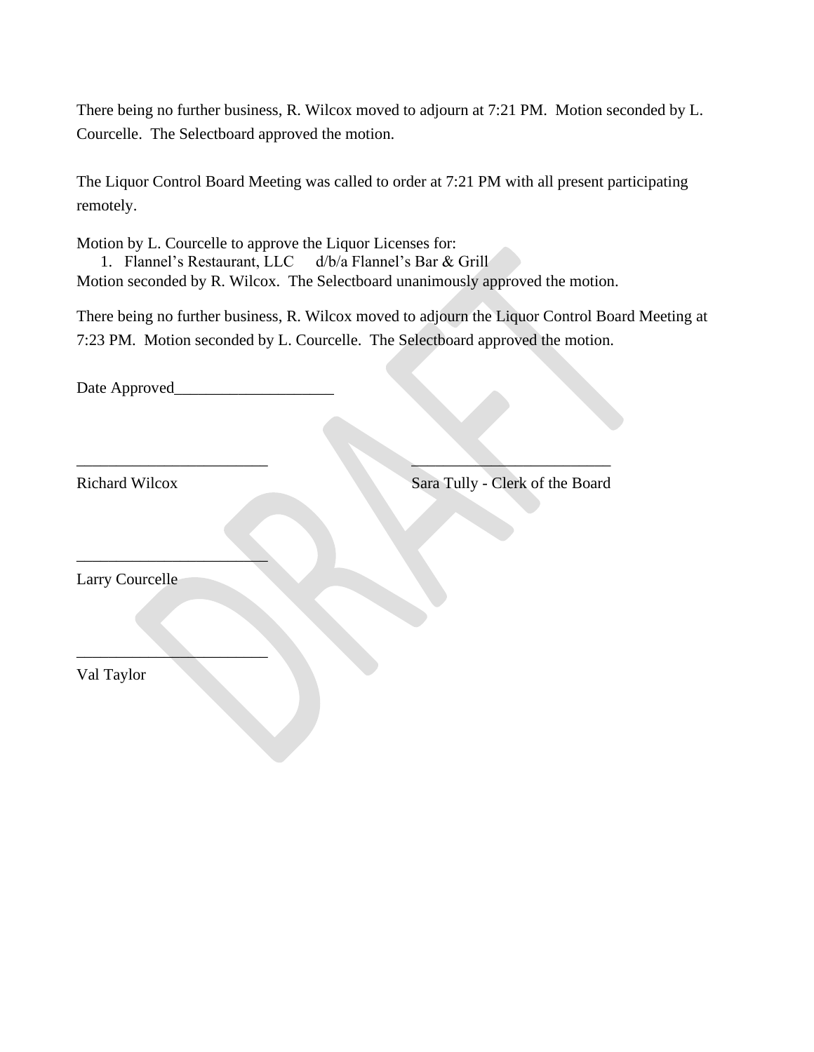There being no further business, R. Wilcox moved to adjourn at 7:21 PM. Motion seconded by L. Courcelle. The Selectboard approved the motion.

The Liquor Control Board Meeting was called to order at 7:21 PM with all present participating remotely.

Motion by L. Courcelle to approve the Liquor Licenses for:

1. Flannel's Restaurant, LLC d/b/a Flannel's Bar & Grill

Motion seconded by R. Wilcox. The Selectboard unanimously approved the motion.

There being no further business, R. Wilcox moved to adjourn the Liquor Control Board Meeting at 7:23 PM. Motion seconded by L. Courcelle. The Selectboard approved the motion.

Date Approved____________________

________________________ ________________________

Richard Wilcox Sara Tully - Clerk of the Board

________________________

Larry Courcelle

________________________

Val Taylor

DRAFT